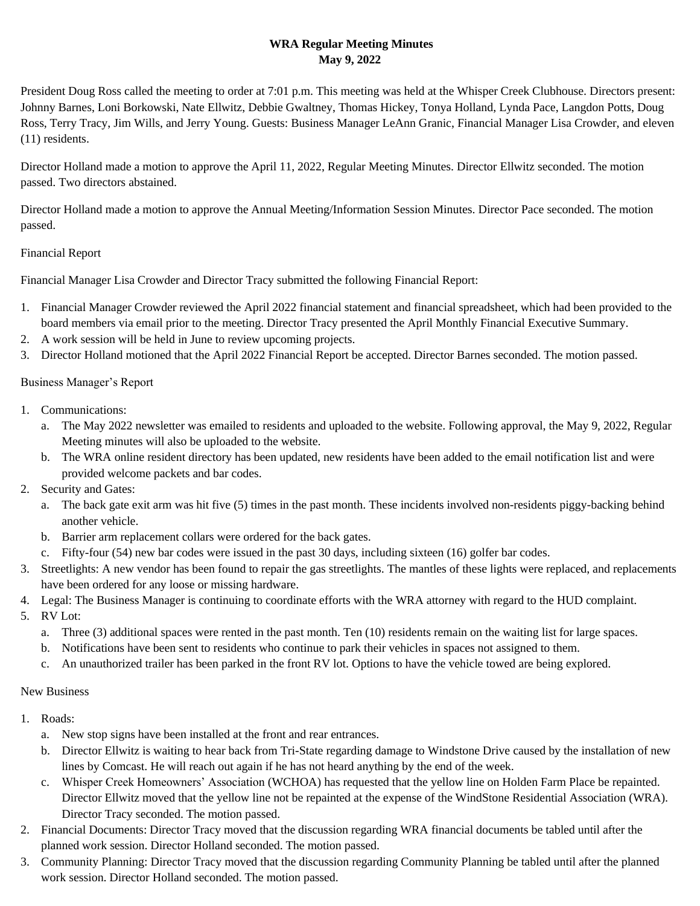**WRA Regular Meeting Minutes**
**May 9, 2022**

President Doug Ross called the meeting to order at 7:01 p.m. This meeting was held at the Whisper Creek Clubhouse. Directors present: Johnny Barnes, Loni Borkowski, Nate Ellwitz, Debbie Gwaltney, Thomas Hickey, Tonya Holland, Lynda Pace, Langdon Potts, Doug Ross, Terry Tracy, Jim Wills, and Jerry Young. Guests: Business Manager LeAnn Granic, Financial Manager Lisa Crowder, and eleven (11) residents.

Director Holland made a motion to approve the April 11, 2022, Regular Meeting Minutes. Director Ellwitz seconded. The motion passed. Two directors abstained.

Director Holland made a motion to approve the Annual Meeting/Information Session Minutes. Director Pace seconded. The motion passed.

Financial Report

Financial Manager Lisa Crowder and Director Tracy submitted the following Financial Report:

1. Financial Manager Crowder reviewed the April 2022 financial statement and financial spreadsheet, which had been provided to the board members via email prior to the meeting. Director Tracy presented the April Monthly Financial Executive Summary.
2. A work session will be held in June to review upcoming projects.
3. Director Holland motioned that the April 2022 Financial Report be accepted. Director Barnes seconded. The motion passed.

Business Manager's Report

1. Communications:
   a. The May 2022 newsletter was emailed to residents and uploaded to the website. Following approval, the May 9, 2022, Regular Meeting minutes will also be uploaded to the website.
   b. The WRA online resident directory has been updated, new residents have been added to the email notification list and were provided welcome packets and bar codes.
2. Security and Gates:
   a. The back gate exit arm was hit five (5) times in the past month. These incidents involved non-residents piggy-backing behind another vehicle.
   b. Barrier arm replacement collars were ordered for the back gates.
   c. Fifty-four (54) new bar codes were issued in the past 30 days, including sixteen (16) golfer bar codes.
3. Streetlights: A new vendor has been found to repair the gas streetlights. The mantles of these lights were replaced, and replacements have been ordered for any loose or missing hardware.
4. Legal: The Business Manager is continuing to coordinate efforts with the WRA attorney with regard to the HUD complaint.
5. RV Lot:
   a. Three (3) additional spaces were rented in the past month. Ten (10) residents remain on the waiting list for large spaces.
   b. Notifications have been sent to residents who continue to park their vehicles in spaces not assigned to them.
   c. An unauthorized trailer has been parked in the front RV lot. Options to have the vehicle towed are being explored.

New Business

1. Roads:
   a. New stop signs have been installed at the front and rear entrances.
   b. Director Ellwitz is waiting to hear back from Tri-State regarding damage to Windstone Drive caused by the installation of new lines by Comcast. He will reach out again if he has not heard anything by the end of the week.
   c. Whisper Creek Homeowners' Association (WCHOA) has requested that the yellow line on Holden Farm Place be repainted. Director Ellwitz moved that the yellow line not be repainted at the expense of the WindStone Residential Association (WRA). Director Tracy seconded. The motion passed.
2. Financial Documents: Director Tracy moved that the discussion regarding WRA financial documents be tabled until after the planned work session. Director Holland seconded. The motion passed.
3. Community Planning: Director Tracy moved that the discussion regarding Community Planning be tabled until after the planned work session. Director Holland seconded. The motion passed.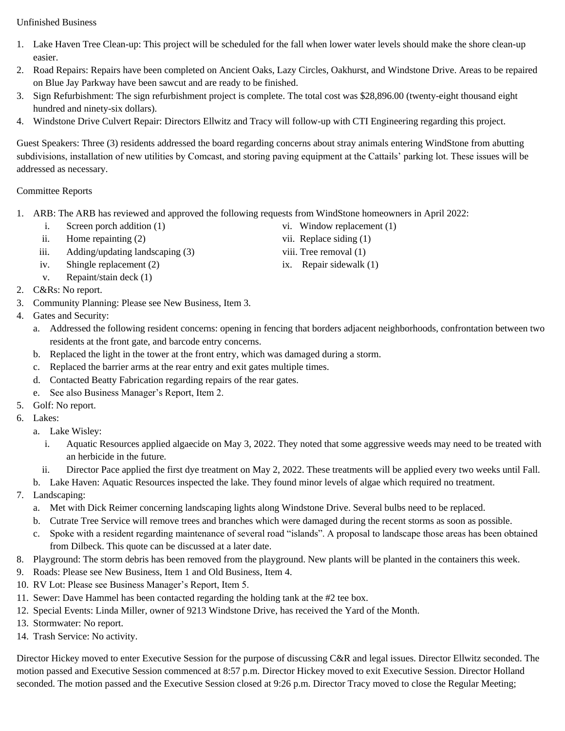Unfinished Business

1. Lake Haven Tree Clean-up: This project will be scheduled for the fall when lower water levels should make the shore clean-up easier.
2. Road Repairs: Repairs have been completed on Ancient Oaks, Lazy Circles, Oakhurst, and Windstone Drive. Areas to be repaired on Blue Jay Parkway have been sawcut and are ready to be finished.
3. Sign Refurbishment: The sign refurbishment project is complete. The total cost was $28,896.00 (twenty-eight thousand eight hundred and ninety-six dollars).
4. Windstone Drive Culvert Repair: Directors Ellwitz and Tracy will follow-up with CTI Engineering regarding this project.

Guest Speakers: Three (3) residents addressed the board regarding concerns about stray animals entering WindStone from abutting subdivisions, installation of new utilities by Comcast, and storing paving equipment at the Cattails' parking lot. These issues will be addressed as necessary.

Committee Reports

1. ARB: The ARB has reviewed and approved the following requests from WindStone homeowners in April 2022:
   i. Screen porch addition (1)
   ii. Home repainting (2)
   iii. Adding/updating landscaping (3)
   iv. Shingle replacement (2)
   v. Repaint/stain deck (1)
   vi. Window replacement (1)
   vii. Replace siding (1)
   viii. Tree removal (1)
   ix. Repair sidewalk (1)
2. C&Rs: No report.
3. Community Planning: Please see New Business, Item 3.
4. Gates and Security:
   a. Addressed the following resident concerns: opening in fencing that borders adjacent neighborhoods, confrontation between two residents at the front gate, and barcode entry concerns.
   b. Replaced the light in the tower at the front entry, which was damaged during a storm.
   c. Replaced the barrier arms at the rear entry and exit gates multiple times.
   d. Contacted Beatty Fabrication regarding repairs of the rear gates.
   e. See also Business Manager's Report, Item 2.
5. Golf: No report.
6. Lakes:
   a. Lake Wisley:
      i. Aquatic Resources applied algaecide on May 3, 2022. They noted that some aggressive weeds may need to be treated with an herbicide in the future.
      ii. Director Pace applied the first dye treatment on May 2, 2022. These treatments will be applied every two weeks until Fall.
   b. Lake Haven: Aquatic Resources inspected the lake. They found minor levels of algae which required no treatment.
7. Landscaping:
   a. Met with Dick Reimer concerning landscaping lights along Windstone Drive. Several bulbs need to be replaced.
   b. Cutrate Tree Service will remove trees and branches which were damaged during the recent storms as soon as possible.
   c. Spoke with a resident regarding maintenance of several road "islands". A proposal to landscape those areas has been obtained from Dilbeck. This quote can be discussed at a later date.
8. Playground: The storm debris has been removed from the playground. New plants will be planted in the containers this week.
9. Roads: Please see New Business, Item 1 and Old Business, Item 4.
10. RV Lot: Please see Business Manager's Report, Item 5.
11. Sewer: Dave Hammel has been contacted regarding the holding tank at the #2 tee box.
12. Special Events: Linda Miller, owner of 9213 Windstone Drive, has received the Yard of the Month.
13. Stormwater: No report.
14. Trash Service: No activity.

Director Hickey moved to enter Executive Session for the purpose of discussing C&R and legal issues. Director Ellwitz seconded. The motion passed and Executive Session commenced at 8:57 p.m. Director Hickey moved to exit Executive Session. Director Holland seconded. The motion passed and the Executive Session closed at 9:26 p.m. Director Tracy moved to close the Regular Meeting;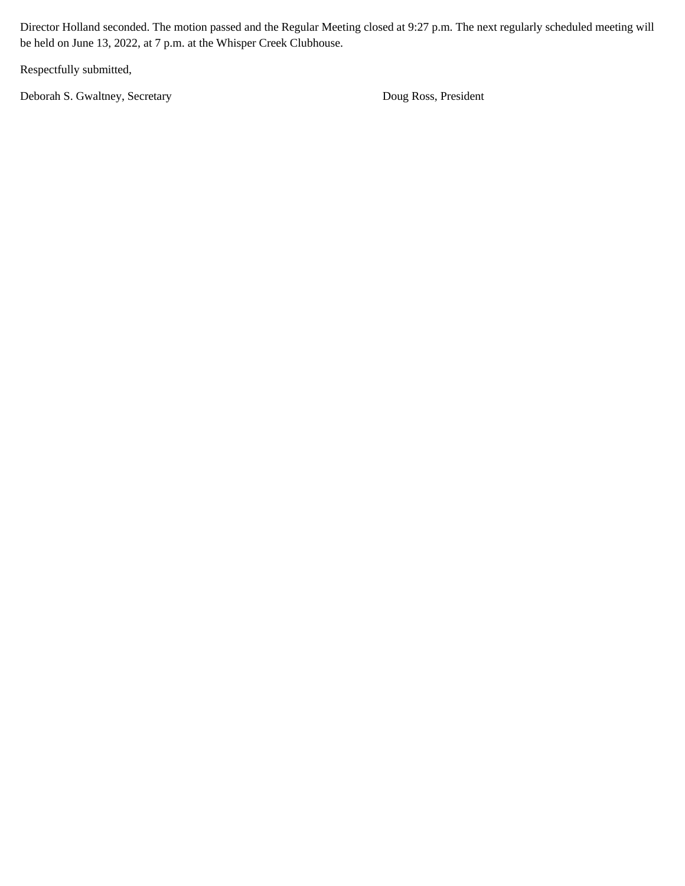Director Holland seconded. The motion passed and the Regular Meeting closed at 9:27 p.m. The next regularly scheduled meeting will be held on June 13, 2022, at 7 p.m. at the Whisper Creek Clubhouse.

Respectfully submitted,

Deborah S. Gwaltney, Secretary

Doug Ross, President